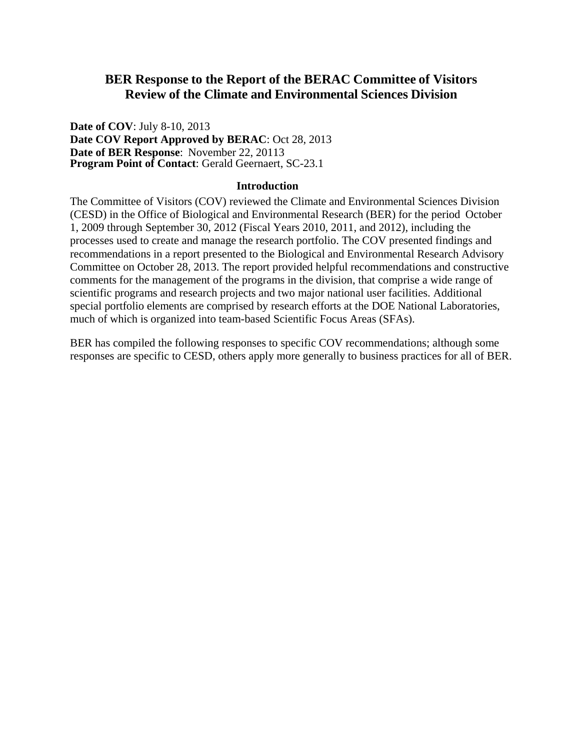# BER Response to the Report of the BERAC Committee of Visitors Review of the Climate and Environmental Sciences Division

**Date of COV**: July 8-10, 2013
**Date COV Report Approved by BERAC**: Oct 28, 2013
**Date of BER Response**: November 22, 20113
**Program Point of Contact**: Gerald Geernaert, SC-23.1

## Introduction

The Committee of Visitors (COV) reviewed the Climate and Environmental Sciences Division (CESD) in the Office of Biological and Environmental Research (BER) for the period October 1, 2009 through September 30, 2012 (Fiscal Years 2010, 2011, and 2012), including the processes used to create and manage the research portfolio. The COV presented findings and recommendations in a report presented to the Biological and Environmental Research Advisory Committee on October 28, 2013. The report provided helpful recommendations and constructive comments for the management of the programs in the division, that comprise a wide range of scientific programs and research projects and two major national user facilities. Additional special portfolio elements are comprised by research efforts at the DOE National Laboratories, much of which is organized into team-based Scientific Focus Areas (SFAs).

BER has compiled the following responses to specific COV recommendations; although some responses are specific to CESD, others apply more generally to business practices for all of BER.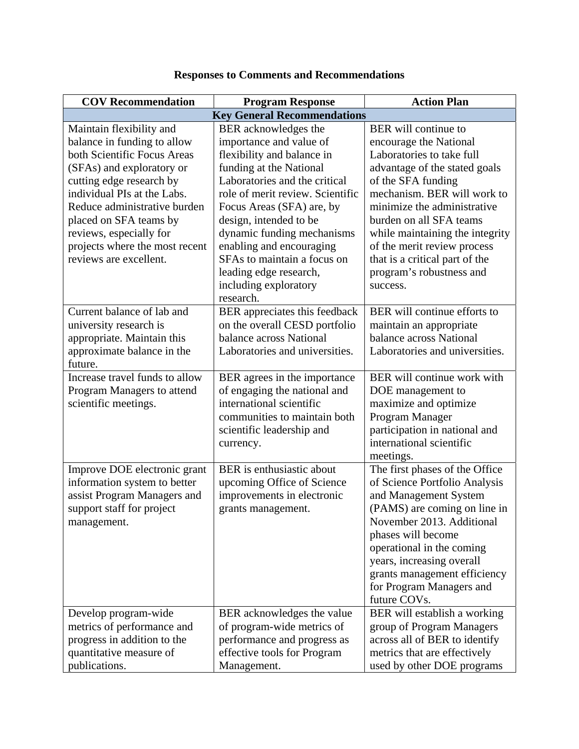## Responses to Comments and Recommendations

| COV Recommendation | Program Response | Action Plan |
|---|---|---|
| **Key General Recommendations** | | |
| Maintain flexibility and balance in funding to allow both Scientific Focus Areas (SFAs) and exploratory or cutting edge research by individual PIs at the Labs. Reduce administrative burden placed on SFA teams by reviews, especially for projects where the most recent reviews are excellent. | BER acknowledges the importance and value of flexibility and balance in funding at the National Laboratories and the critical role of merit review. Scientific Focus Areas (SFA) are, by design, intended to be dynamic funding mechanisms enabling and encouraging SFAs to maintain a focus on leading edge research, including exploratory research. | BER will continue to encourage the National Laboratories to take full advantage of the stated goals of the SFA funding mechanism. BER will work to minimize the administrative burden on all SFA teams while maintaining the integrity of the merit review process that is a critical part of the program's robustness and success. |
| Current balance of lab and university research is appropriate. Maintain this approximate balance in the future. | BER appreciates this feedback on the overall CESD portfolio balance across National Laboratories and universities. | BER will continue efforts to maintain an appropriate balance across National Laboratories and universities. |
| Increase travel funds to allow Program Managers to attend scientific meetings. | BER agrees in the importance of engaging the national and international scientific communities to maintain both scientific leadership and currency. | BER will continue work with DOE management to maximize and optimize Program Manager participation in national and international scientific meetings. |
| Improve DOE electronic grant information system to better assist Program Managers and support staff for project management. | BER is enthusiastic about upcoming Office of Science improvements in electronic grants management. | The first phases of the Office of Science Portfolio Analysis and Management System (PAMS) are coming on line in November 2013. Additional phases will become operational in the coming years, increasing overall grants management efficiency for Program Managers and future COVs. |
| Develop program-wide metrics of performance and progress in addition to the quantitative measure of publications. | BER acknowledges the value of program-wide metrics of performance and progress as effective tools for Program Management. | BER will establish a working group of Program Managers across all of BER to identify metrics that are effectively used by other DOE programs |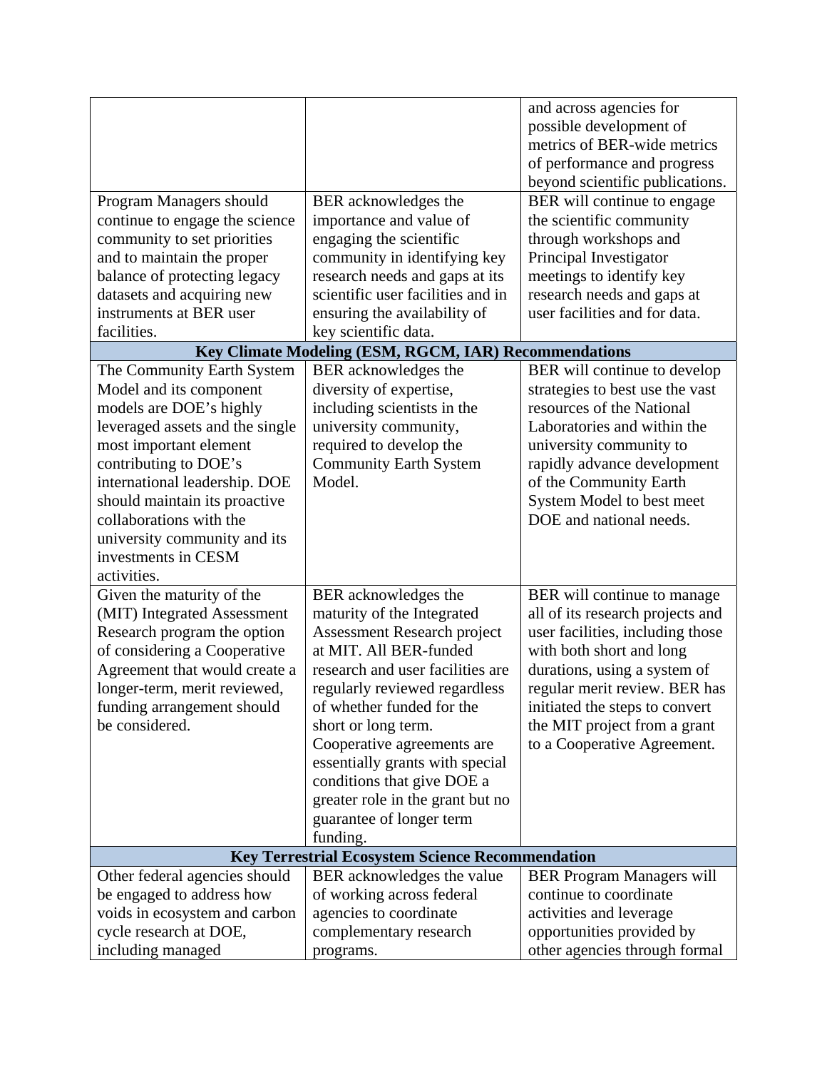| | | |
|---|---|---|
| | | and across agencies for possible development of metrics of BER-wide metrics of performance and progress beyond scientific publications. |
| Program Managers should continue to engage the science community to set priorities and to maintain the proper balance of protecting legacy datasets and acquiring new instruments at BER user facilities. | BER acknowledges the importance and value of engaging the scientific community in identifying key research needs and gaps at its scientific user facilities and in ensuring the availability of key scientific data. | BER will continue to engage the scientific community through workshops and Principal Investigator meetings to identify key research needs and gaps at user facilities and for data. |
| **Key Climate Modeling (ESM, RGCM, IAR) Recommendations** | | |
| The Community Earth System Model and its component models are DOE's highly leveraged assets and the single most important element contributing to DOE's international leadership. DOE should maintain its proactive collaborations with the university community and its investments in CESM activities. | BER acknowledges the diversity of expertise, including scientists in the university community, required to develop the Community Earth System Model. | BER will continue to develop strategies to best use the vast resources of the National Laboratories and within the university community to rapidly advance development of the Community Earth System Model to best meet DOE and national needs. |
| Given the maturity of the (MIT) Integrated Assessment Research program the option of considering a Cooperative Agreement that would create a longer-term, merit reviewed, funding arrangement should be considered. | BER acknowledges the maturity of the Integrated Assessment Research project at MIT. All BER-funded research and user facilities are regularly reviewed regardless of whether funded for the short or long term. Cooperative agreements are essentially grants with special conditions that give DOE a greater role in the grant but no guarantee of longer term funding. | BER will continue to manage all of its research projects and user facilities, including those with both short and long durations, using a system of regular merit review. BER has initiated the steps to convert the MIT project from a grant to a Cooperative Agreement. |
| **Key Terrestrial Ecosystem Science Recommendation** | | |
| Other federal agencies should be engaged to address how voids in ecosystem and carbon cycle research at DOE, including managed | BER acknowledges the value of working across federal agencies to coordinate complementary research programs. | BER Program Managers will continue to coordinate activities and leverage opportunities provided by other agencies through formal |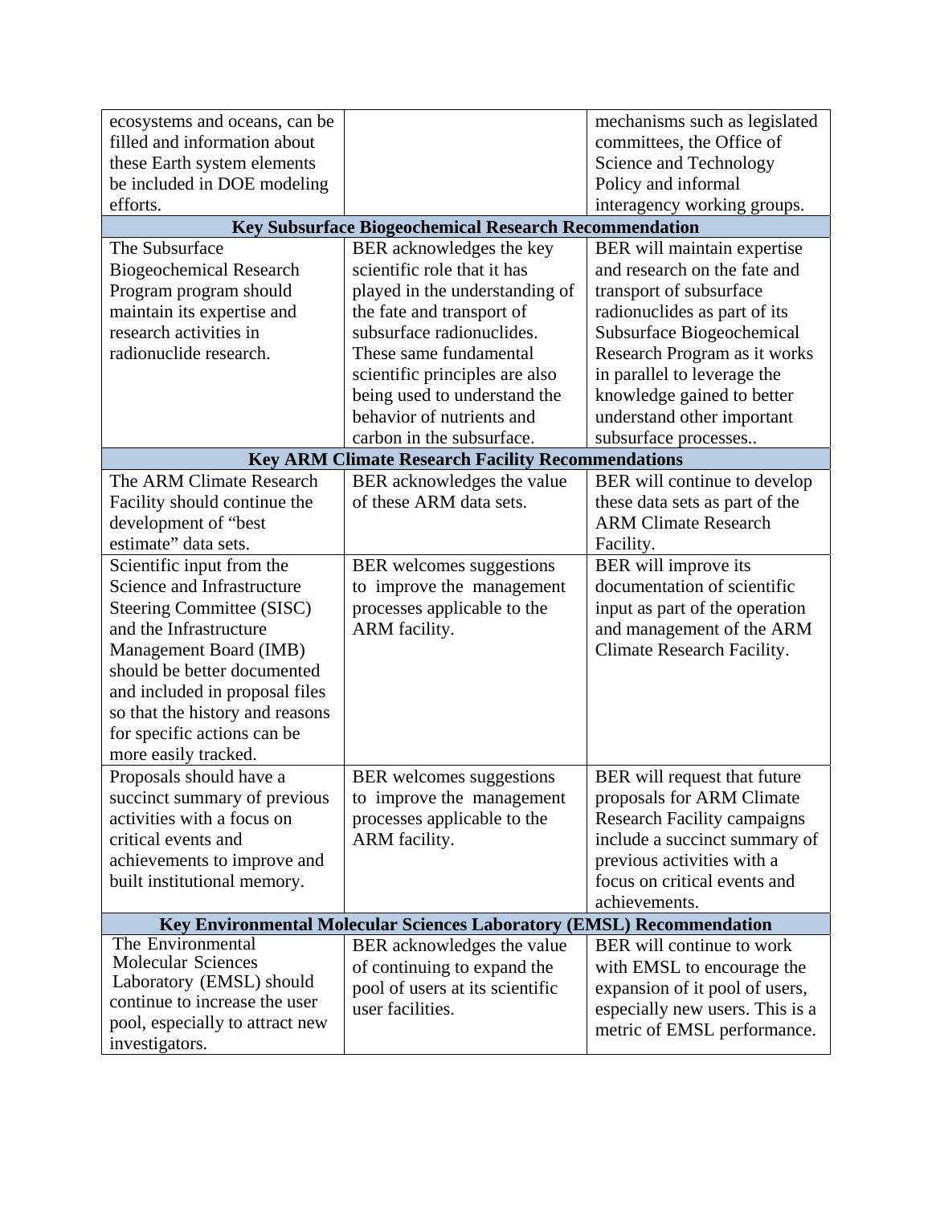| | | |
|---|---|---|
| ecosystems and oceans, can be filled and information about these Earth system elements be included in DOE modeling efforts. | | mechanisms such as legislated committees, the Office of Science and Technology Policy and informal interagency working groups. |
| **Key Subsurface Biogeochemical Research Recommendation** | | |
| The Subsurface Biogeochemical Research Program program should maintain its expertise and research activities in radionuclide research. | BER acknowledges the key scientific role that it has played in the understanding of the fate and transport of subsurface radionuclides. These same fundamental scientific principles are also being used to understand the behavior of nutrients and carbon in the subsurface. | BER will maintain expertise and research on the fate and transport of subsurface radionuclides as part of its Subsurface Biogeochemical Research Program as it works in parallel to leverage the knowledge gained to better understand other important subsurface processes.. |
| **Key ARM Climate Research Facility Recommendations** | | |
| The ARM Climate Research Facility should continue the development of "best estimate" data sets. | BER acknowledges the value of these ARM data sets. | BER will continue to develop these data sets as part of the ARM Climate Research Facility. |
| Scientific input from the Science and Infrastructure Steering Committee (SISC) and the Infrastructure Management Board (IMB) should be better documented and included in proposal files so that the history and reasons for specific actions can be more easily tracked. | BER welcomes suggestions to improve the management processes applicable to the ARM facility. | BER will improve its documentation of scientific input as part of the operation and management of the ARM Climate Research Facility. |
| Proposals should have a succinct summary of previous activities with a focus on critical events and achievements to improve and built institutional memory. | BER welcomes suggestions to improve the management processes applicable to the ARM facility. | BER will request that future proposals for ARM Climate Research Facility campaigns include a succinct summary of previous activities with a focus on critical events and achievements. |
| **Key Environmental Molecular Sciences Laboratory (EMSL) Recommendation** | | |
| The Environmental Molecular Sciences Laboratory (EMSL) should continue to increase the user pool, especially to attract new investigators. | BER acknowledges the value of continuing to expand the pool of users at its scientific user facilities. | BER will continue to work with EMSL to encourage the expansion of it pool of users, especially new users. This is a metric of EMSL performance. |